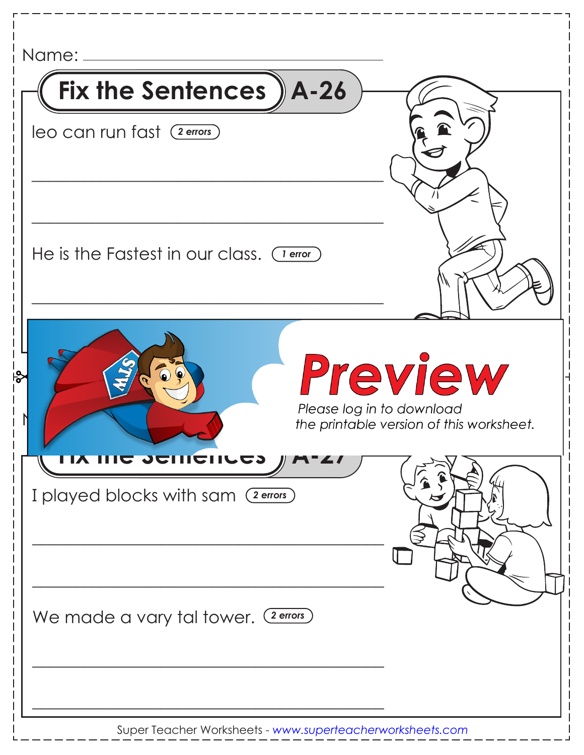Name: ______________________________

## Fix the Sentences A-26

leo can run fast *(2 errors)*

______________________________________________

______________________________________________

He is the Fastest in our class. *(1 error)*

______________________________________________

**Preview**

*Please log in to download the printable version of this worksheet.*

## Fix the Sentences A-27

I played blocks with sam *(2 errors)*

______________________________________________

______________________________________________

We made a vary tal tower. *(2 errors)*

______________________________________________

______________________________________________

Super Teacher Worksheets - www.superteacherworksheets.com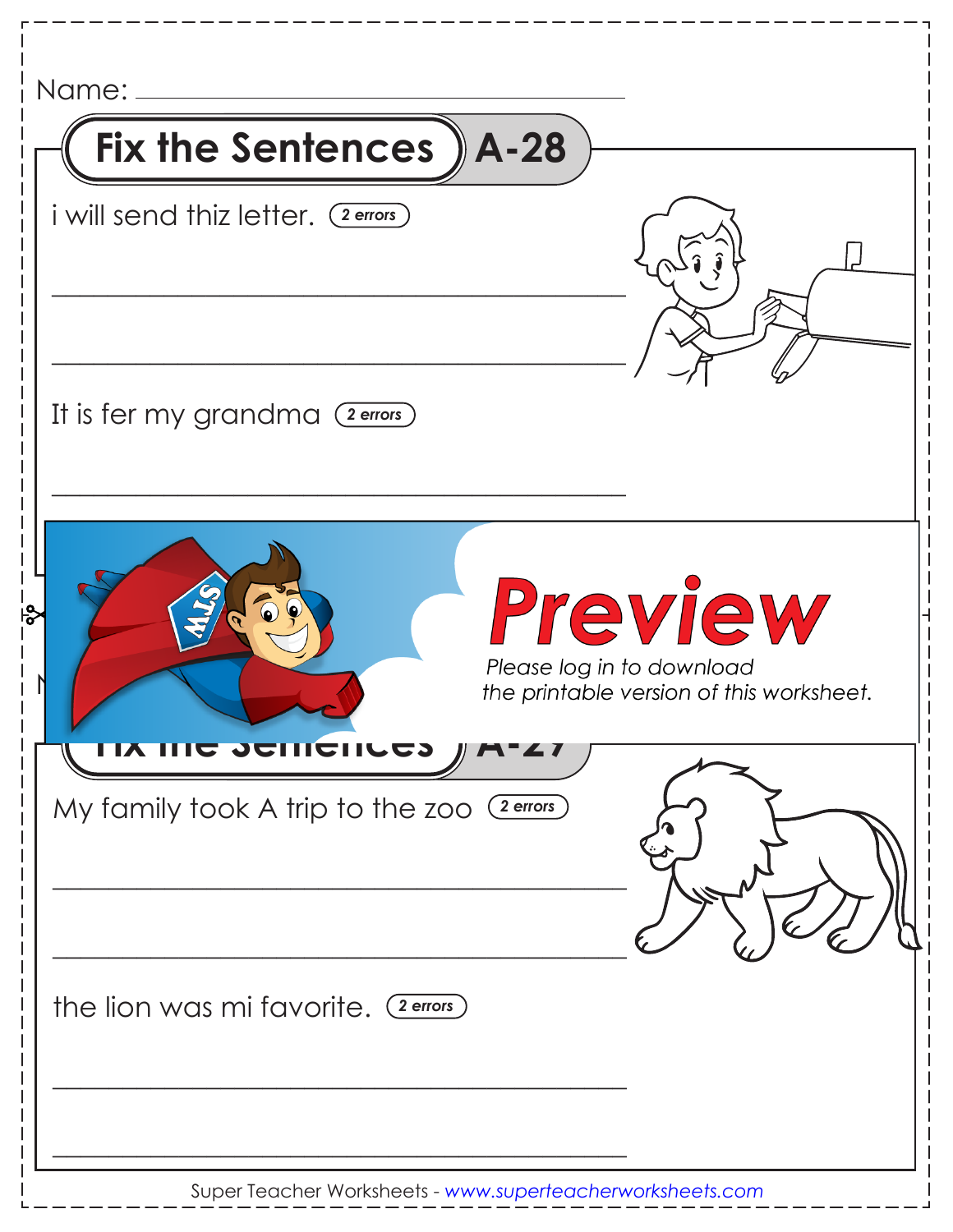Name: ______________________________

## Fix the Sentences A-28

i will send thiz letter. *2 errors*

___________________________________________

___________________________________________

It is fer my grandma *2 errors*

___________________________________________

# Preview

*Please log in to download the printable version of this worksheet.*

## Fix the Sentences A-27

My family took A trip to the zoo *2 errors*

___________________________________________

___________________________________________

the lion was mi favorite. *2 errors*

___________________________________________

___________________________________________

Super Teacher Worksheets - *www.superteacherworksheets.com*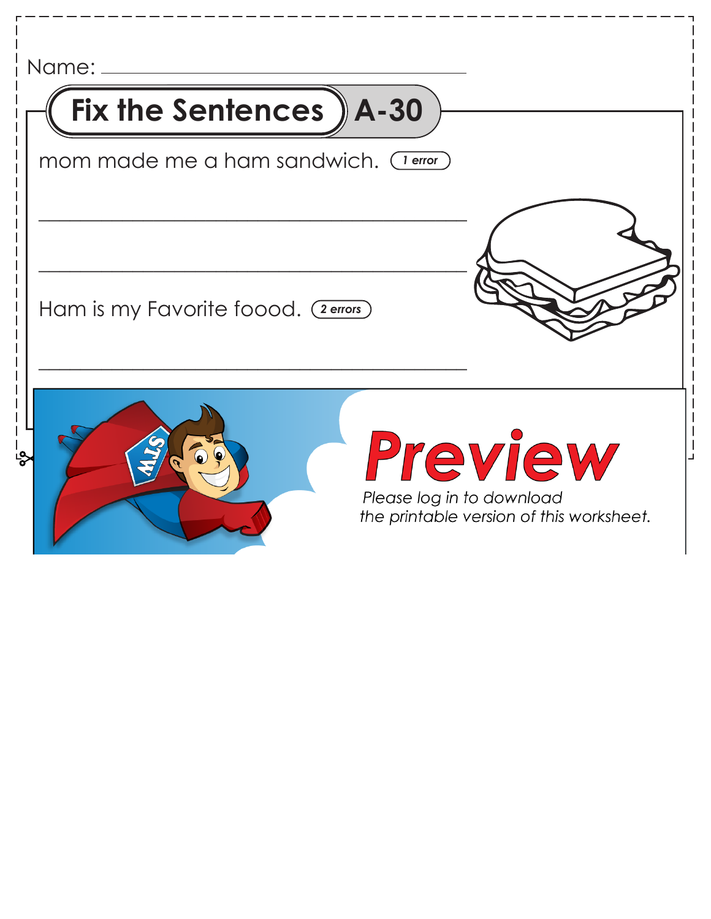Name: ______________________________

# Fix the Sentences A-30

mom made me a ham sandwich. *1 error*

______________________________________

______________________________________

Ham is my Favorite foood. *2 errors*

______________________________________

**Preview**

*Please log in to download the printable version of this worksheet.*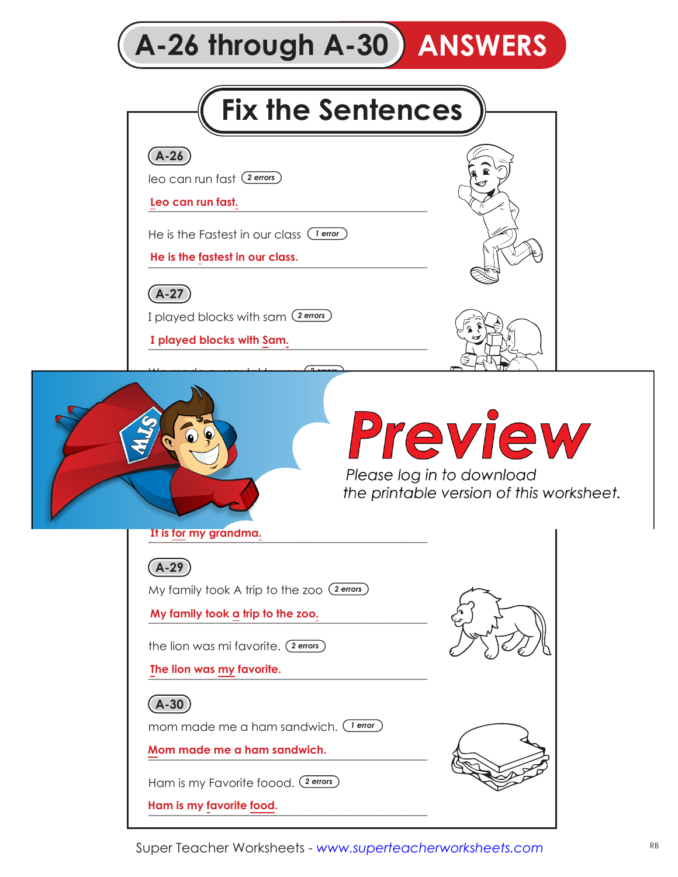# A-26 through A-30 ANSWERS

## Fix the Sentences

**A-26**

leo can run fast (2 errors)

**Leo can run fast.**

He is the Fastest in our class (1 error)

**He is the fastest in our class.**

**A-27**

I played blocks with sam (2 errors)

**I played blocks with Sam.**

# Preview

*Please log in to download the printable version of this worksheet.*

**It is for my grandma.**

**A-29**

My family took A trip to the zoo (2 errors)

**My family took a trip to the zoo.**

the lion was mi favorite. (2 errors)

**The lion was my favorite.**

**A-30**

mom made me a ham sandwich. (1 error)

**Mom made me a ham sandwich.**

Ham is my Favorite foood. (2 errors)

**Ham is my favorite food.**

Super Teacher Worksheets - *www.superteacherworksheets.com*